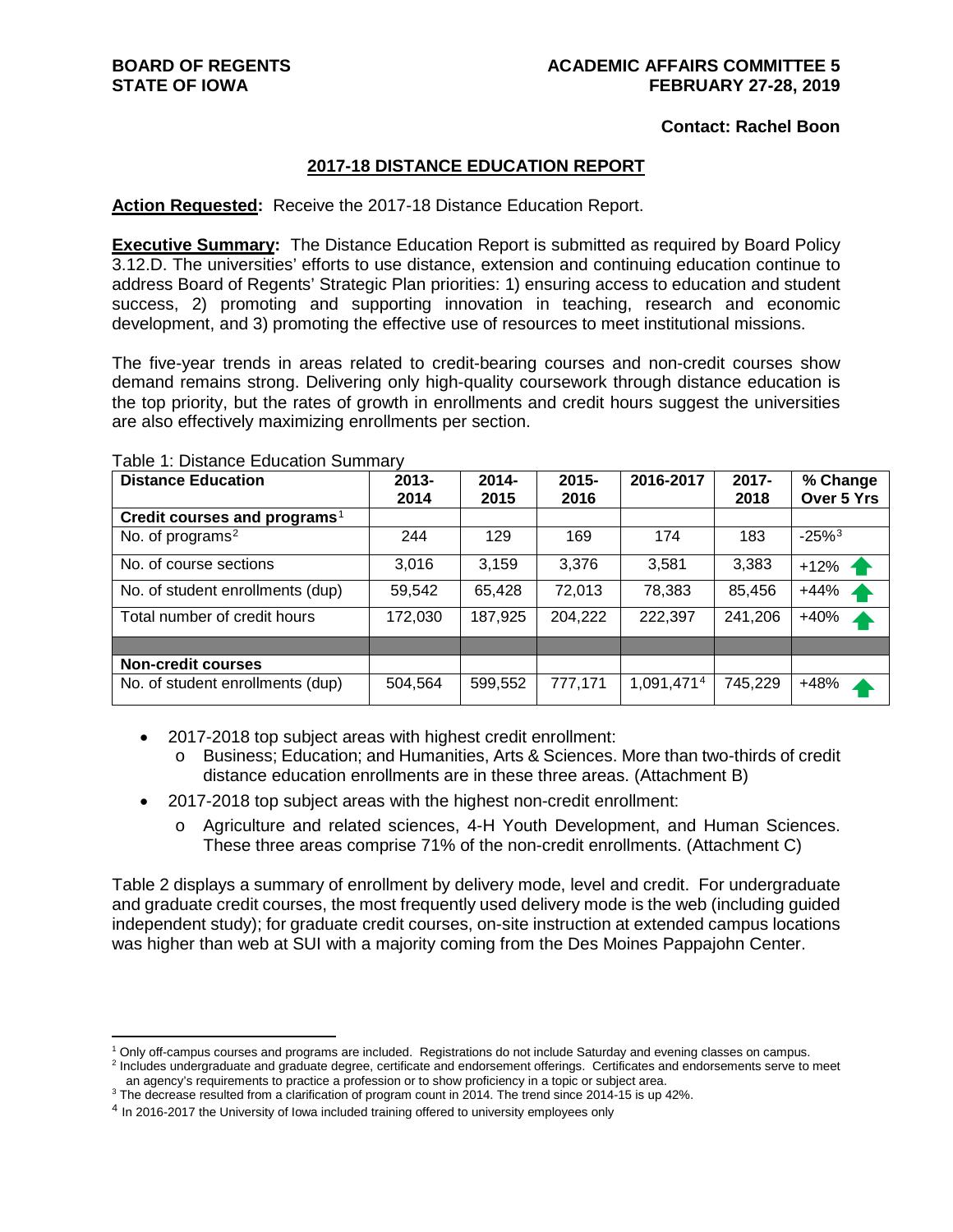**BOARD OF REGENTS**
**STATE OF IOWA**

**ACADEMIC AFFAIRS COMMITTEE 5**
**FEBRUARY 27-28, 2019**

**Contact: Rachel Boon**

## 2017-18 DISTANCE EDUCATION REPORT

**Action Requested:** Receive the 2017-18 Distance Education Report.

**Executive Summary:** The Distance Education Report is submitted as required by Board Policy 3.12.D. The universities' efforts to use distance, extension and continuing education continue to address Board of Regents' Strategic Plan priorities: 1) ensuring access to education and student success, 2) promoting and supporting innovation in teaching, research and economic development, and 3) promoting the effective use of resources to meet institutional missions.

The five-year trends in areas related to credit-bearing courses and non-credit courses show demand remains strong. Delivering only high-quality coursework through distance education is the top priority, but the rates of growth in enrollments and credit hours suggest the universities are also effectively maximizing enrollments per section.

Table 1: Distance Education Summary

| Distance Education | 2013-2014 | 2014-2015 | 2015-2016 | 2016-2017 | 2017-2018 | % Change Over 5 Yrs |
|---|---|---|---|---|---|---|
| **Credit courses and programs**[1] | | | | | | |
| No. of programs[2] | 244 | 129 | 169 | 174 | 183 | -25%[3] |
| No. of course sections | 3,016 | 3,159 | 3,376 | 3,581 | 3,383 | +12% ↑ |
| No. of student enrollments (dup) | 59,542 | 65,428 | 72,013 | 78,383 | 85,456 | +44% ↑ |
| Total number of credit hours | 172,030 | 187,925 | 204,222 | 222,397 | 241,206 | +40% ↑ |
| | | | | | | |
| **Non-credit courses** | | | | | | |
| No. of student enrollments (dup) | 504,564 | 599,552 | 777,171 | 1,091,471[4] | 745,229 | +48% ↑ |

- 2017-2018 top subject areas with highest credit enrollment:
  - Business; Education; and Humanities, Arts & Sciences. More than two-thirds of credit distance education enrollments are in these three areas. (Attachment B)
- 2017-2018 top subject areas with the highest non-credit enrollment:
  - Agriculture and related sciences, 4-H Youth Development, and Human Sciences. These three areas comprise 71% of the non-credit enrollments. (Attachment C)

Table 2 displays a summary of enrollment by delivery mode, level and credit. For undergraduate and graduate credit courses, the most frequently used delivery mode is the web (including guided independent study); for graduate credit courses, on-site instruction at extended campus locations was higher than web at SUI with a majority coming from the Des Moines Pappajohn Center.

---

[1] Only off-campus courses and programs are included. Registrations do not include Saturday and evening classes on campus.

[2] Includes undergraduate and graduate degree, certificate and endorsement offerings. Certificates and endorsements serve to meet an agency's requirements to practice a profession or to show proficiency in a topic or subject area.

[3] The decrease resulted from a clarification of program count in 2014. The trend since 2014-15 is up 42%.

[4] In 2016-2017 the University of Iowa included training offered to university employees only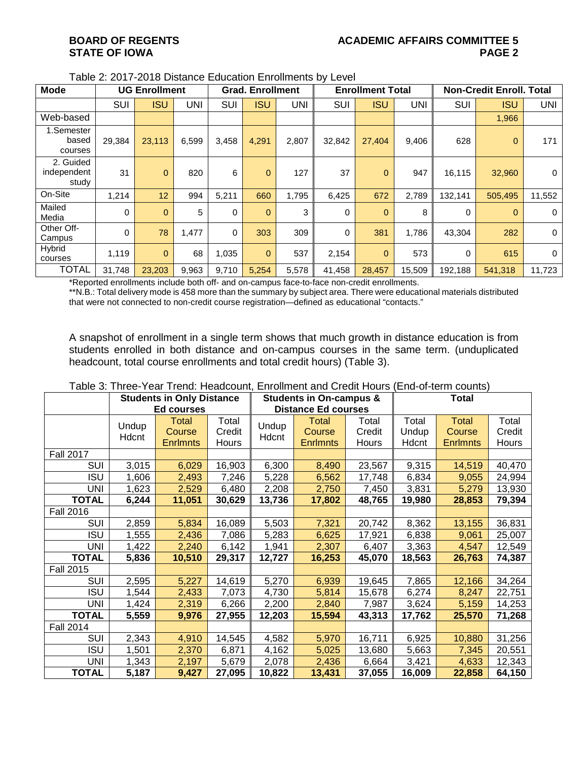Table 2: 2017-2018 Distance Education Enrollments by Level

| Mode | UG Enrollment | | | Grad. Enrollment | | | Enrollment Total | | | Non-Credit Enroll. Total | | |
|---|---|---|---|---|---|---|---|---|---|---|---|---|
| | SUI | ISU | UNI | SUI | ISU | UNI | SUI | ISU | UNI | SUI | ISU | UNI |
| Web-based | | | | | | | | | | | 1,966 | |
| 1.Semester based courses | 29,384 | 23,113 | 6,599 | 3,458 | 4,291 | 2,807 | 32,842 | 27,404 | 9,406 | 628 | 0 | 171 |
| 2. Guided independent study | 31 | 0 | 820 | 6 | 0 | 127 | 37 | 0 | 947 | 16,115 | 32,960 | 0 |
| On-Site | 1,214 | 12 | 994 | 5,211 | 660 | 1,795 | 6,425 | 672 | 2,789 | 132,141 | 505,495 | 11,552 |
| Mailed Media | 0 | 0 | 5 | 0 | 0 | 3 | 0 | 0 | 8 | 0 | 0 | 0 |
| Other Off-Campus | 0 | 78 | 1,477 | 0 | 303 | 309 | 0 | 381 | 1,786 | 43,304 | 282 | 0 |
| Hybrid courses | 1,119 | 0 | 68 | 1,035 | 0 | 537 | 2,154 | 0 | 573 | 0 | 615 | 0 |
| TOTAL | 31,748 | 23,203 | 9,963 | 9,710 | 5,254 | 5,578 | 41,458 | 28,457 | 15,509 | 192,188 | 541,318 | 11,723 |

*Reported enrollments include both off- and on-campus face-to-face non-credit enrollments.
**N.B.: Total delivery mode is 458 more than the summary by subject area. There were educational materials distributed that were not connected to non-credit course registration—defined as educational "contacts."

A snapshot of enrollment in a single term shows that much growth in distance education is from students enrolled in both distance and on-campus courses in the same term. (unduplicated headcount, total course enrollments and total credit hours) (Table 3).

Table 3: Three-Year Trend: Headcount, Enrollment and Credit Hours (End-of-term counts)

| | Students in Only Distance Ed courses | | | Students in On-campus & Distance Ed courses | | | Total | | |
|---|---|---|---|---|---|---|---|---|---|
| | Undup Hdcnt | Total Course Enrlmnts | Total Credit Hours | Undup Hdcnt | Total Course Enrlmnts | Total Credit Hours | Total Undup Hdcnt | Total Course Enrlmnts | Total Credit Hours |
| Fall 2017 | | | | | | | | | |
| SUI | 3,015 | 6,029 | 16,903 | 6,300 | 8,490 | 23,567 | 9,315 | 14,519 | 40,470 |
| ISU | 1,606 | 2,493 | 7,246 | 5,228 | 6,562 | 17,748 | 6,834 | 9,055 | 24,994 |
| UNI | 1,623 | 2,529 | 6,480 | 2,208 | 2,750 | 7,450 | 3,831 | 5,279 | 13,930 |
| **TOTAL** | **6,244** | **11,051** | **30,629** | **13,736** | **17,802** | **48,765** | **19,980** | **28,853** | **79,394** |
| Fall 2016 | | | | | | | | | |
| SUI | 2,859 | 5,834 | 16,089 | 5,503 | 7,321 | 20,742 | 8,362 | 13,155 | 36,831 |
| ISU | 1,555 | 2,436 | 7,086 | 5,283 | 6,625 | 17,921 | 6,838 | 9,061 | 25,007 |
| UNI | 1,422 | 2,240 | 6,142 | 1,941 | 2,307 | 6,407 | 3,363 | 4,547 | 12,549 |
| **TOTAL** | **5,836** | **10,510** | **29,317** | **12,727** | **16,253** | **45,070** | **18,563** | **26,763** | **74,387** |
| Fall 2015 | | | | | | | | | |
| SUI | 2,595 | 5,227 | 14,619 | 5,270 | 6,939 | 19,645 | 7,865 | 12,166 | 34,264 |
| ISU | 1,544 | 2,433 | 7,073 | 4,730 | 5,814 | 15,678 | 6,274 | 8,247 | 22,751 |
| UNI | 1,424 | 2,319 | 6,266 | 2,200 | 2,840 | 7,987 | 3,624 | 5,159 | 14,253 |
| **TOTAL** | **5,559** | **9,976** | **27,955** | **12,203** | **15,594** | **43,313** | **17,762** | **25,570** | **71,268** |
| Fall 2014 | | | | | | | | | |
| SUI | 2,343 | 4,910 | 14,545 | 4,582 | 5,970 | 16,711 | 6,925 | 10,880 | 31,256 |
| ISU | 1,501 | 2,370 | 6,871 | 4,162 | 5,025 | 13,680 | 5,663 | 7,345 | 20,551 |
| UNI | 1,343 | 2,197 | 5,679 | 2,078 | 2,436 | 6,664 | 3,421 | 4,633 | 12,343 |
| **TOTAL** | **5,187** | **9,427** | **27,095** | **10,822** | **13,431** | **37,055** | **16,009** | **22,858** | **64,150** |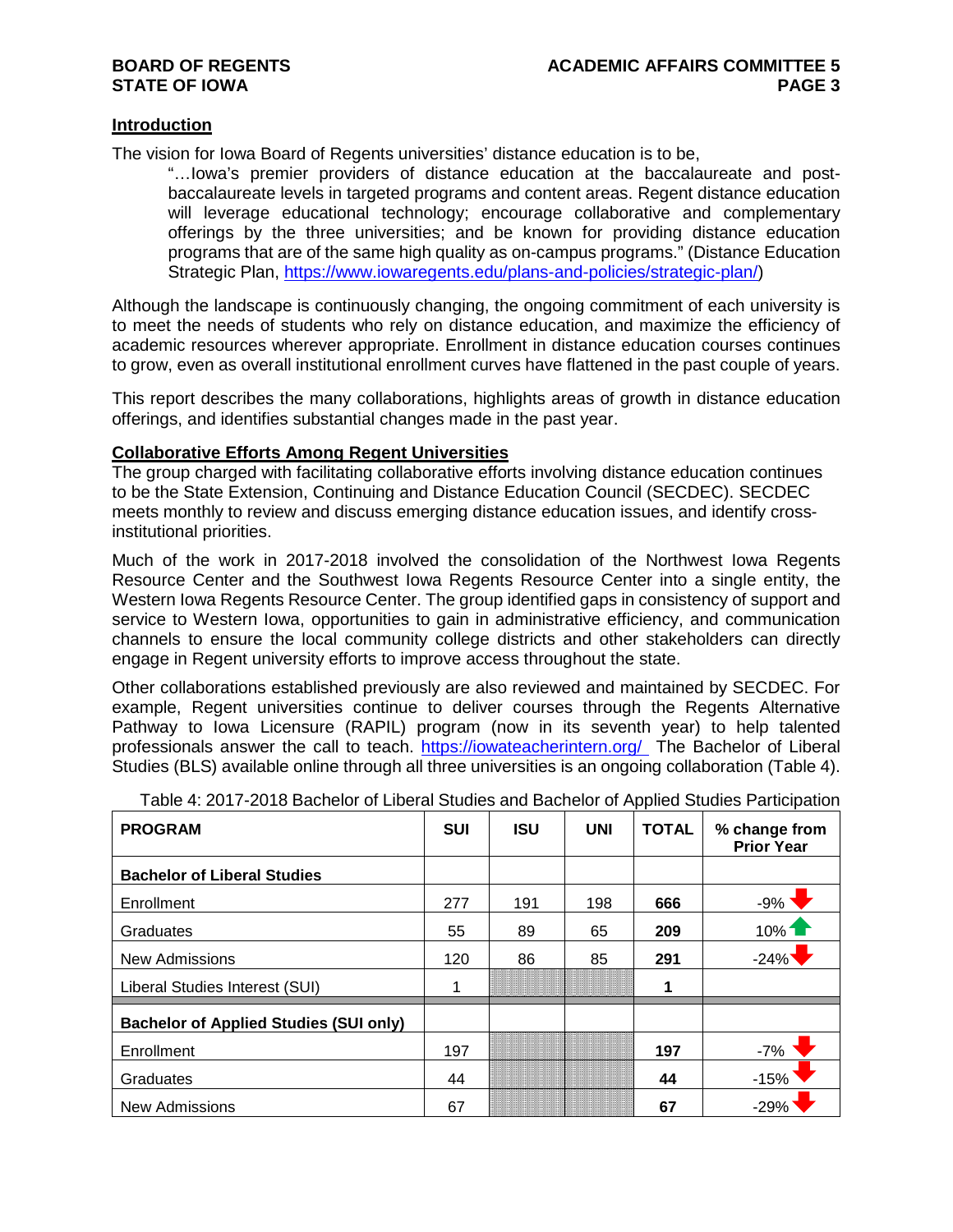## Introduction

The vision for Iowa Board of Regents universities' distance education is to be,

> "…Iowa's premier providers of distance education at the baccalaureate and post-baccalaureate levels in targeted programs and content areas. Regent distance education will leverage educational technology; encourage collaborative and complementary offerings by the three universities; and be known for providing distance education programs that are of the same high quality as on-campus programs." (Distance Education Strategic Plan, https://www.iowaregents.edu/plans-and-policies/strategic-plan/)

Although the landscape is continuously changing, the ongoing commitment of each university is to meet the needs of students who rely on distance education, and maximize the efficiency of academic resources wherever appropriate. Enrollment in distance education courses continues to grow, even as overall institutional enrollment curves have flattened in the past couple of years.

This report describes the many collaborations, highlights areas of growth in distance education offerings, and identifies substantial changes made in the past year.

## Collaborative Efforts Among Regent Universities

The group charged with facilitating collaborative efforts involving distance education continues to be the State Extension, Continuing and Distance Education Council (SECDEC). SECDEC meets monthly to review and discuss emerging distance education issues, and identify cross-institutional priorities.

Much of the work in 2017-2018 involved the consolidation of the Northwest Iowa Regents Resource Center and the Southwest Iowa Regents Resource Center into a single entity, the Western Iowa Regents Resource Center. The group identified gaps in consistency of support and service to Western Iowa, opportunities to gain in administrative efficiency, and communication channels to ensure the local community college districts and other stakeholders can directly engage in Regent university efforts to improve access throughout the state.

Other collaborations established previously are also reviewed and maintained by SECDEC. For example, Regent universities continue to deliver courses through the Regents Alternative Pathway to Iowa Licensure (RAPIL) program (now in its seventh year) to help talented professionals answer the call to teach. https://iowateacherintern.org/ The Bachelor of Liberal Studies (BLS) available online through all three universities is an ongoing collaboration (Table 4).

Table 4: 2017-2018 Bachelor of Liberal Studies and Bachelor of Applied Studies Participation

| PROGRAM | SUI | ISU | UNI | TOTAL | % change from Prior Year |
|---|---|---|---|---|---|
| **Bachelor of Liberal Studies** | | | | | |
| Enrollment | 277 | 191 | 198 | **666** | -9% ↓ |
| Graduates | 55 | 89 | 65 | **209** | 10% ↑ |
| New Admissions | 120 | 86 | 85 | **291** | -24% ↓ |
| Liberal Studies Interest (SUI) | 1 | | | **1** | |
| **Bachelor of Applied Studies (SUI only)** | | | | | |
| Enrollment | 197 | | | **197** | -7% ↓ |
| Graduates | 44 | | | **44** | -15% ↓ |
| New Admissions | 67 | | | **67** | -29% ↓ |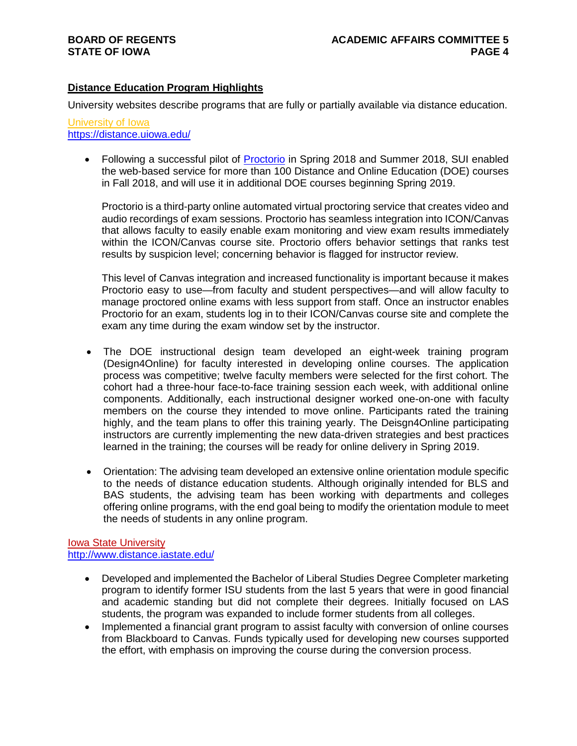## Distance Education Program Highlights

University websites describe programs that are fully or partially available via distance education.

[University of Iowa](https://distance.uiowa.edu/)
https://distance.uiowa.edu/

- Following a successful pilot of Proctorio in Spring 2018 and Summer 2018, SUI enabled the web-based service for more than 100 Distance and Online Education (DOE) courses in Fall 2018, and will use it in additional DOE courses beginning Spring 2019.

  Proctorio is a third-party online automated virtual proctoring service that creates video and audio recordings of exam sessions. Proctorio has seamless integration into ICON/Canvas that allows faculty to easily enable exam monitoring and view exam results immediately within the ICON/Canvas course site. Proctorio offers behavior settings that ranks test results by suspicion level; concerning behavior is flagged for instructor review.

  This level of Canvas integration and increased functionality is important because it makes Proctorio easy to use—from faculty and student perspectives—and will allow faculty to manage proctored online exams with less support from staff. Once an instructor enables Proctorio for an exam, students log in to their ICON/Canvas course site and complete the exam any time during the exam window set by the instructor.

- The DOE instructional design team developed an eight-week training program (Design4Online) for faculty interested in developing online courses. The application process was competitive; twelve faculty members were selected for the first cohort. The cohort had a three-hour face-to-face training session each week, with additional online components. Additionally, each instructional designer worked one-on-one with faculty members on the course they intended to move online. Participants rated the training highly, and the team plans to offer this training yearly. The Deisgn4Online participating instructors are currently implementing the new data-driven strategies and best practices learned in the training; the courses will be ready for online delivery in Spring 2019.

- Orientation: The advising team developed an extensive online orientation module specific to the needs of distance education students. Although originally intended for BLS and BAS students, the advising team has been working with departments and colleges offering online programs, with the end goal being to modify the orientation module to meet the needs of students in any online program.

[Iowa State University](http://www.distance.iastate.edu/)
http://www.distance.iastate.edu/

- Developed and implemented the Bachelor of Liberal Studies Degree Completer marketing program to identify former ISU students from the last 5 years that were in good financial and academic standing but did not complete their degrees. Initially focused on LAS students, the program was expanded to include former students from all colleges.
- Implemented a financial grant program to assist faculty with conversion of online courses from Blackboard to Canvas. Funds typically used for developing new courses supported the effort, with emphasis on improving the course during the conversion process.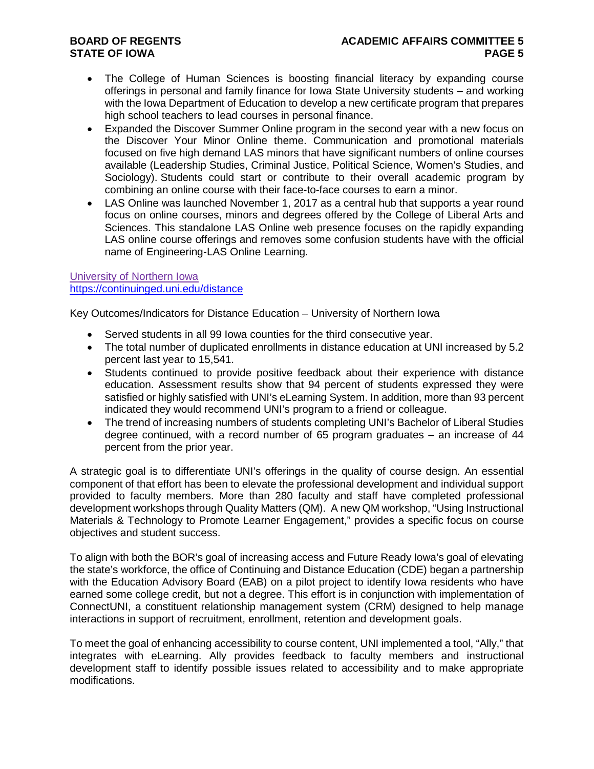- The College of Human Sciences is boosting financial literacy by expanding course offerings in personal and family finance for Iowa State University students – and working with the Iowa Department of Education to develop a new certificate program that prepares high school teachers to lead courses in personal finance.
- Expanded the Discover Summer Online program in the second year with a new focus on the Discover Your Minor Online theme. Communication and promotional materials focused on five high demand LAS minors that have significant numbers of online courses available (Leadership Studies, Criminal Justice, Political Science, Women's Studies, and Sociology). Students could start or contribute to their overall academic program by combining an online course with their face-to-face courses to earn a minor.
- LAS Online was launched November 1, 2017 as a central hub that supports a year round focus on online courses, minors and degrees offered by the College of Liberal Arts and Sciences. This standalone LAS Online web presence focuses on the rapidly expanding LAS online course offerings and removes some confusion students have with the official name of Engineering-LAS Online Learning.

University of Northern Iowa
https://continuinged.uni.edu/distance

Key Outcomes/Indicators for Distance Education – University of Northern Iowa

- Served students in all 99 Iowa counties for the third consecutive year.
- The total number of duplicated enrollments in distance education at UNI increased by 5.2 percent last year to 15,541.
- Students continued to provide positive feedback about their experience with distance education. Assessment results show that 94 percent of students expressed they were satisfied or highly satisfied with UNI's eLearning System. In addition, more than 93 percent indicated they would recommend UNI's program to a friend or colleague.
- The trend of increasing numbers of students completing UNI's Bachelor of Liberal Studies degree continued, with a record number of 65 program graduates – an increase of 44 percent from the prior year.

A strategic goal is to differentiate UNI's offerings in the quality of course design. An essential component of that effort has been to elevate the professional development and individual support provided to faculty members. More than 280 faculty and staff have completed professional development workshops through Quality Matters (QM). A new QM workshop, "Using Instructional Materials & Technology to Promote Learner Engagement," provides a specific focus on course objectives and student success.

To align with both the BOR's goal of increasing access and Future Ready Iowa's goal of elevating the state's workforce, the office of Continuing and Distance Education (CDE) began a partnership with the Education Advisory Board (EAB) on a pilot project to identify Iowa residents who have earned some college credit, but not a degree. This effort is in conjunction with implementation of ConnectUNI, a constituent relationship management system (CRM) designed to help manage interactions in support of recruitment, enrollment, retention and development goals.

To meet the goal of enhancing accessibility to course content, UNI implemented a tool, "Ally," that integrates with eLearning. Ally provides feedback to faculty members and instructional development staff to identify possible issues related to accessibility and to make appropriate modifications.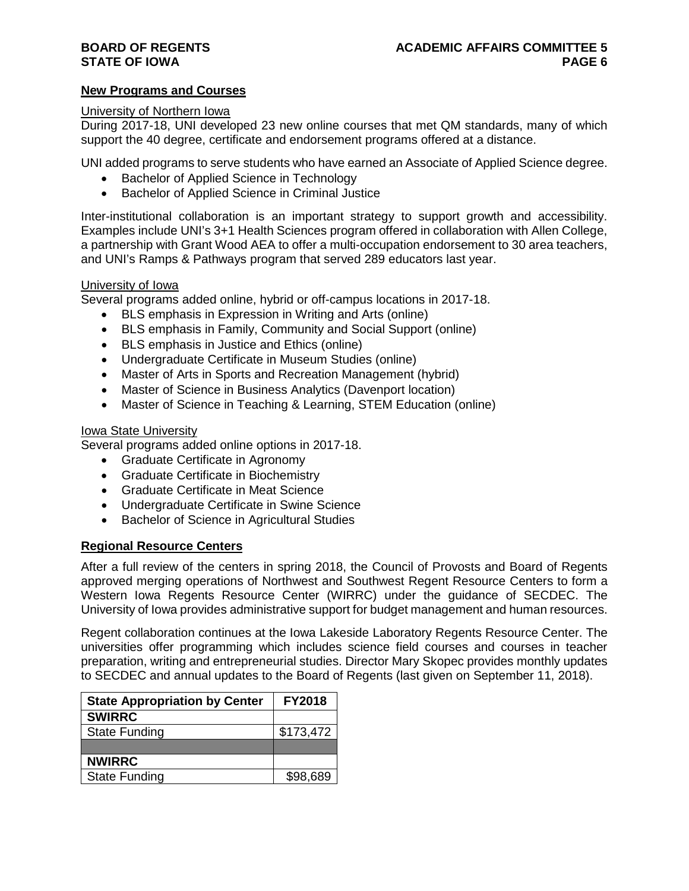## New Programs and Courses

University of Northern Iowa

During 2017-18, UNI developed 23 new online courses that met QM standards, many of which support the 40 degree, certificate and endorsement programs offered at a distance.

UNI added programs to serve students who have earned an Associate of Applied Science degree.

- Bachelor of Applied Science in Technology
- Bachelor of Applied Science in Criminal Justice

Inter-institutional collaboration is an important strategy to support growth and accessibility. Examples include UNI's 3+1 Health Sciences program offered in collaboration with Allen College, a partnership with Grant Wood AEA to offer a multi-occupation endorsement to 30 area teachers, and UNI's Ramps & Pathways program that served 289 educators last year.

University of Iowa

Several programs added online, hybrid or off-campus locations in 2017-18.

- BLS emphasis in Expression in Writing and Arts (online)
- BLS emphasis in Family, Community and Social Support (online)
- BLS emphasis in Justice and Ethics (online)
- Undergraduate Certificate in Museum Studies (online)
- Master of Arts in Sports and Recreation Management (hybrid)
- Master of Science in Business Analytics (Davenport location)
- Master of Science in Teaching & Learning, STEM Education (online)

Iowa State University

Several programs added online options in 2017-18.

- Graduate Certificate in Agronomy
- Graduate Certificate in Biochemistry
- Graduate Certificate in Meat Science
- Undergraduate Certificate in Swine Science
- Bachelor of Science in Agricultural Studies

## Regional Resource Centers

After a full review of the centers in spring 2018, the Council of Provosts and Board of Regents approved merging operations of Northwest and Southwest Regent Resource Centers to form a Western Iowa Regents Resource Center (WIRRC) under the guidance of SECDEC. The University of Iowa provides administrative support for budget management and human resources.

Regent collaboration continues at the Iowa Lakeside Laboratory Regents Resource Center. The universities offer programming which includes science field courses and courses in teacher preparation, writing and entrepreneurial studies. Director Mary Skopec provides monthly updates to SECDEC and annual updates to the Board of Regents (last given on September 11, 2018).

| State Appropriation by Center | FY2018 |
|---|---|
| **SWIRRC** | |
| State Funding | $173,472 |
| | |
| **NWIRRC** | |
| State Funding | $98,689 |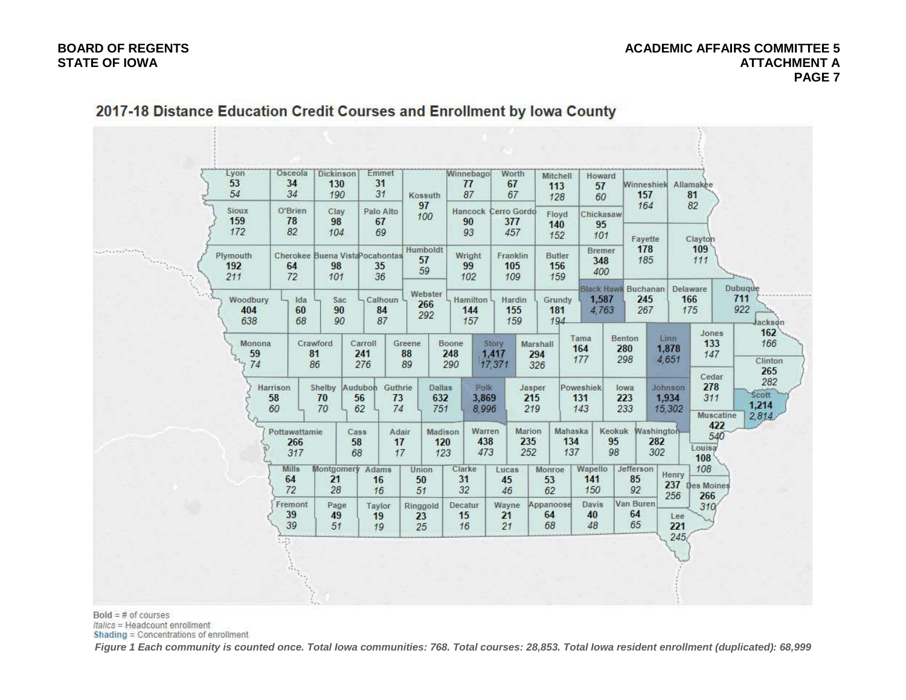## 2017-18 Distance Education Credit Courses and Enrollment by Iowa County

| County | # of courses | Headcount enrollment |
|---|---|---|
| Lyon | 53 | 54 |
| Osceola | 34 | 34 |
| Dickinson | 130 | 190 |
| Emmet | 31 | 31 |
| Kossuth | 97 | 100 |
| Winnebago | 77 | 87 |
| Worth | 67 | 67 |
| Mitchell | 113 | 128 |
| Howard | 57 | 60 |
| Winneshiek | 157 | 164 |
| Allamakee | 81 | 82 |
| Sioux | 159 | 172 |
| O'Brien | 78 | 82 |
| Clay | 98 | 104 |
| Palo Alto | 67 | 69 |
| Hancock | 90 | 93 |
| Cerro Gordo | 377 | 457 |
| Floyd | 140 | 152 |
| Chickasaw | 95 | 101 |
| Fayette | 178 | 185 |
| Clayton | 109 | 111 |
| Plymouth | 192 | 211 |
| Cherokee | 64 | 72 |
| Buena Vista | 98 | 101 |
| Pocahontas | 35 | 36 |
| Humboldt | 57 | 59 |
| Wright | 99 | 102 |
| Franklin | 105 | 109 |
| Butler | 156 | 159 |
| Bremer | 348 | 400 |
| Woodbury | 404 | 638 |
| Ida | 60 | 68 |
| Sac | 90 | 90 |
| Calhoun | 84 | 87 |
| Webster | 266 | 292 |
| Hamilton | 144 | 157 |
| Hardin | 155 | 159 |
| Grundy | 181 | 194 |
| Black Hawk | 1,587 | 4,763 |
| Buchanan | 245 | 267 |
| Delaware | 166 | 175 |
| Dubuque | 711 | 922 |
| Jackson | 162 | 166 |
| Monona | 59 | 74 |
| Crawford | 81 | 86 |
| Carroll | 241 | 276 |
| Greene | 88 | 89 |
| Boone | 248 | 290 |
| Story | 1,417 | 17,371 |
| Marshall | 294 | 326 |
| Tama | 164 | 177 |
| Benton | 280 | 298 |
| Linn | 1,878 | 4,651 |
| Jones | 133 | 147 |
| Clinton | 265 | 282 |
| Harrison | 58 | 60 |
| Shelby | 70 | 70 |
| Audubon | 56 | 62 |
| Guthrie | 73 | 74 |
| Dallas | 632 | 751 |
| Polk | 3,869 | 8,996 |
| Jasper | 215 | 219 |
| Poweshiek | 131 | 143 |
| Iowa | 223 | 233 |
| Johnson | 1,934 | 15,302 |
| Cedar | 278 | 311 |
| Scott | 1,214 | 2,814 |
| Muscatine | 422 | 540 |
| Pottawattamie | 266 | 317 |
| Cass | 58 | 68 |
| Adair | 17 | 17 |
| Madison | 120 | 123 |
| Warren | 438 | 473 |
| Marion | 235 | 252 |
| Mahaska | 134 | 137 |
| Keokuk | 95 | 98 |
| Washington | 282 | 302 |
| Louisa | 108 | 108 |
| Mills | 64 | 72 |
| Montgomery | 21 | 28 |
| Adams | 16 | 16 |
| Union | 50 | 51 |
| Clarke | 31 | 32 |
| Lucas | 45 | 46 |
| Monroe | 53 | 62 |
| Wapello | 141 | 150 |
| Jefferson | 85 | 92 |
| Henry | 237 | 256 |
| Des Moines | 266 | 310 |
| Fremont | 39 | 39 |
| Page | 49 | 51 |
| Taylor | 19 | 19 |
| Ringgold | 23 | 25 |
| Decatur | 15 | 16 |
| Wayne | 21 | 21 |
| Appanoose | 64 | 68 |
| Davis | 40 | 48 |
| Van Buren | 64 | 65 |
| Lee | 221 | 245 |

**Bold** = # of courses
*Italics* = Headcount enrollment
Shading = Concentrations of enrollment

***Figure 1** Each community is counted once. Total Iowa communities: 768. Total courses: 28,853. Total Iowa resident enrollment (duplicated): 68,999*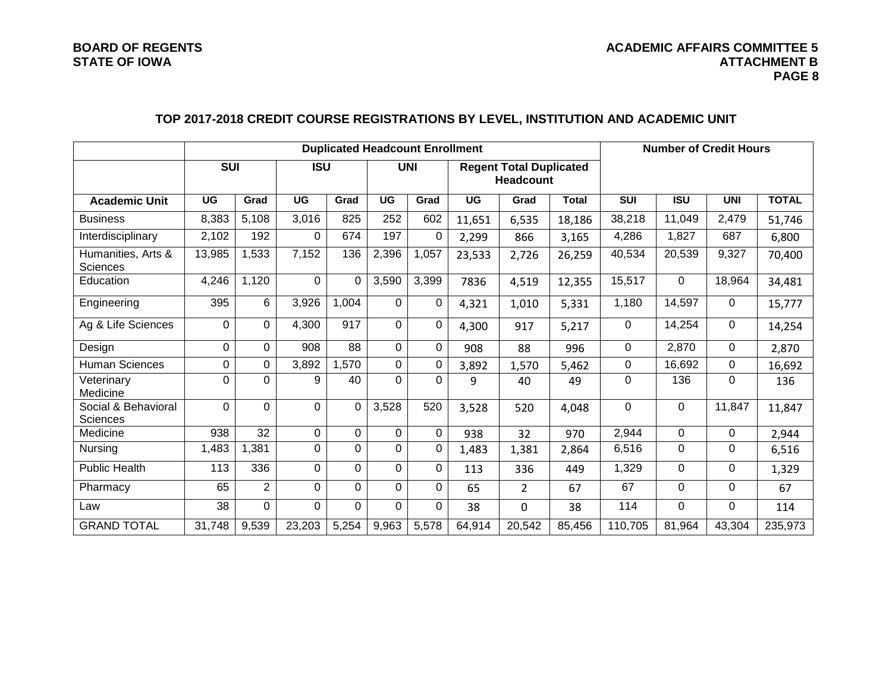## TOP 2017-2018 CREDIT COURSE REGISTRATIONS BY LEVEL, INSTITUTION AND ACADEMIC UNIT

| | Duplicated Headcount Enrollment | | | | | | | | | Number of Credit Hours | | | |
|---|---|---|---|---|---|---|---|---|---|---|---|---|---|
| | SUI | | ISU | | UNI | | Regent Total Duplicated Headcount | | | | | | |
| **Academic Unit** | UG | Grad | UG | Grad | UG | Grad | UG | Grad | Total | SUI | ISU | UNI | TOTAL |
| Business | 8,383 | 5,108 | 3,016 | 825 | 252 | 602 | 11,651 | 6,535 | 18,186 | 38,218 | 11,049 | 2,479 | 51,746 |
| Interdisciplinary | 2,102 | 192 | 0 | 674 | 197 | 0 | 2,299 | 866 | 3,165 | 4,286 | 1,827 | 687 | 6,800 |
| Humanities, Arts & Sciences | 13,985 | 1,533 | 7,152 | 136 | 2,396 | 1,057 | 23,533 | 2,726 | 26,259 | 40,534 | 20,539 | 9,327 | 70,400 |
| Education | 4,246 | 1,120 | 0 | 0 | 3,590 | 3,399 | 7836 | 4,519 | 12,355 | 15,517 | 0 | 18,964 | 34,481 |
| Engineering | 395 | 6 | 3,926 | 1,004 | 0 | 0 | 4,321 | 1,010 | 5,331 | 1,180 | 14,597 | 0 | 15,777 |
| Ag & Life Sciences | 0 | 0 | 4,300 | 917 | 0 | 0 | 4,300 | 917 | 5,217 | 0 | 14,254 | 0 | 14,254 |
| Design | 0 | 0 | 908 | 88 | 0 | 0 | 908 | 88 | 996 | 0 | 2,870 | 0 | 2,870 |
| Human Sciences | 0 | 0 | 3,892 | 1,570 | 0 | 0 | 3,892 | 1,570 | 5,462 | 0 | 16,692 | 0 | 16,692 |
| Veterinary Medicine | 0 | 0 | 9 | 40 | 0 | 0 | 9 | 40 | 49 | 0 | 136 | 0 | 136 |
| Social & Behavioral Sciences | 0 | 0 | 0 | 0 | 3,528 | 520 | 3,528 | 520 | 4,048 | 0 | 0 | 11,847 | 11,847 |
| Medicine | 938 | 32 | 0 | 0 | 0 | 0 | 938 | 32 | 970 | 2,944 | 0 | 0 | 2,944 |
| Nursing | 1,483 | 1,381 | 0 | 0 | 0 | 0 | 1,483 | 1,381 | 2,864 | 6,516 | 0 | 0 | 6,516 |
| Public Health | 113 | 336 | 0 | 0 | 0 | 0 | 113 | 336 | 449 | 1,329 | 0 | 0 | 1,329 |
| Pharmacy | 65 | 2 | 0 | 0 | 0 | 0 | 65 | 2 | 67 | 67 | 0 | 0 | 67 |
| Law | 38 | 0 | 0 | 0 | 0 | 0 | 38 | 0 | 38 | 114 | 0 | 0 | 114 |
| GRAND TOTAL | 31,748 | 9,539 | 23,203 | 5,254 | 9,963 | 5,578 | 64,914 | 20,542 | 85,456 | 110,705 | 81,964 | 43,304 | 235,973 |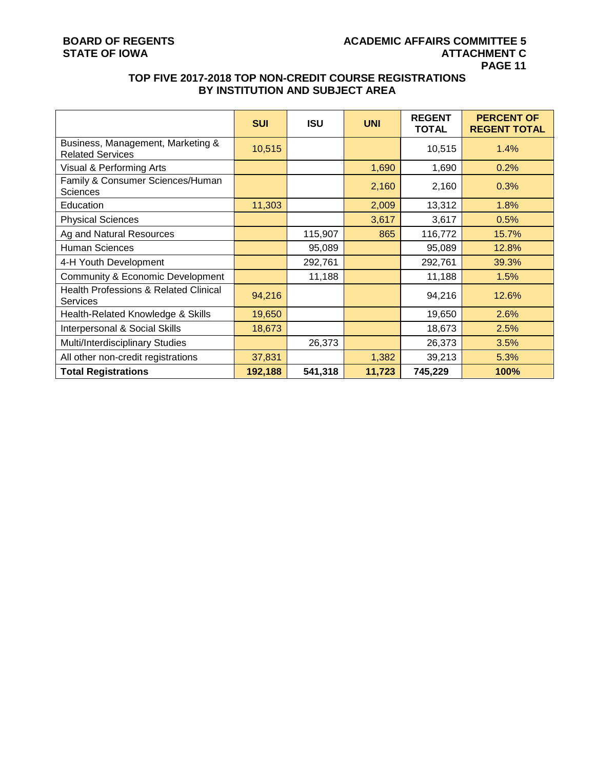# BOARD OF REGENTS
# STATE OF IOWA

**ACADEMIC AFFAIRS COMMITTEE 5**
**ATTACHMENT C**

## TOP FIVE 2017-2018 TOP NON-CREDIT COURSE REGISTRATIONS BY INSTITUTION AND SUBJECT AREA

| | SUI | ISU | UNI | REGENT TOTAL | PERCENT OF REGENT TOTAL |
|---|---|---|---|---|---|
| Business, Management, Marketing & Related Services | 10,515 | | | 10,515 | 1.4% |
| Visual & Performing Arts | | | 1,690 | 1,690 | 0.2% |
| Family & Consumer Sciences/Human Sciences | | | 2,160 | 2,160 | 0.3% |
| Education | 11,303 | | 2,009 | 13,312 | 1.8% |
| Physical Sciences | | | 3,617 | 3,617 | 0.5% |
| Ag and Natural Resources | | 115,907 | 865 | 116,772 | 15.7% |
| Human Sciences | | 95,089 | | 95,089 | 12.8% |
| 4-H Youth Development | | 292,761 | | 292,761 | 39.3% |
| Community & Economic Development | | 11,188 | | 11,188 | 1.5% |
| Health Professions & Related Clinical Services | 94,216 | | | 94,216 | 12.6% |
| Health-Related Knowledge & Skills | 19,650 | | | 19,650 | 2.6% |
| Interpersonal & Social Skills | 18,673 | | | 18,673 | 2.5% |
| Multi/Interdisciplinary Studies | | 26,373 | | 26,373 | 3.5% |
| All other non-credit registrations | 37,831 | | 1,382 | 39,213 | 5.3% |
| **Total Registrations** | **192,188** | **541,318** | **11,723** | **745,229** | **100%** |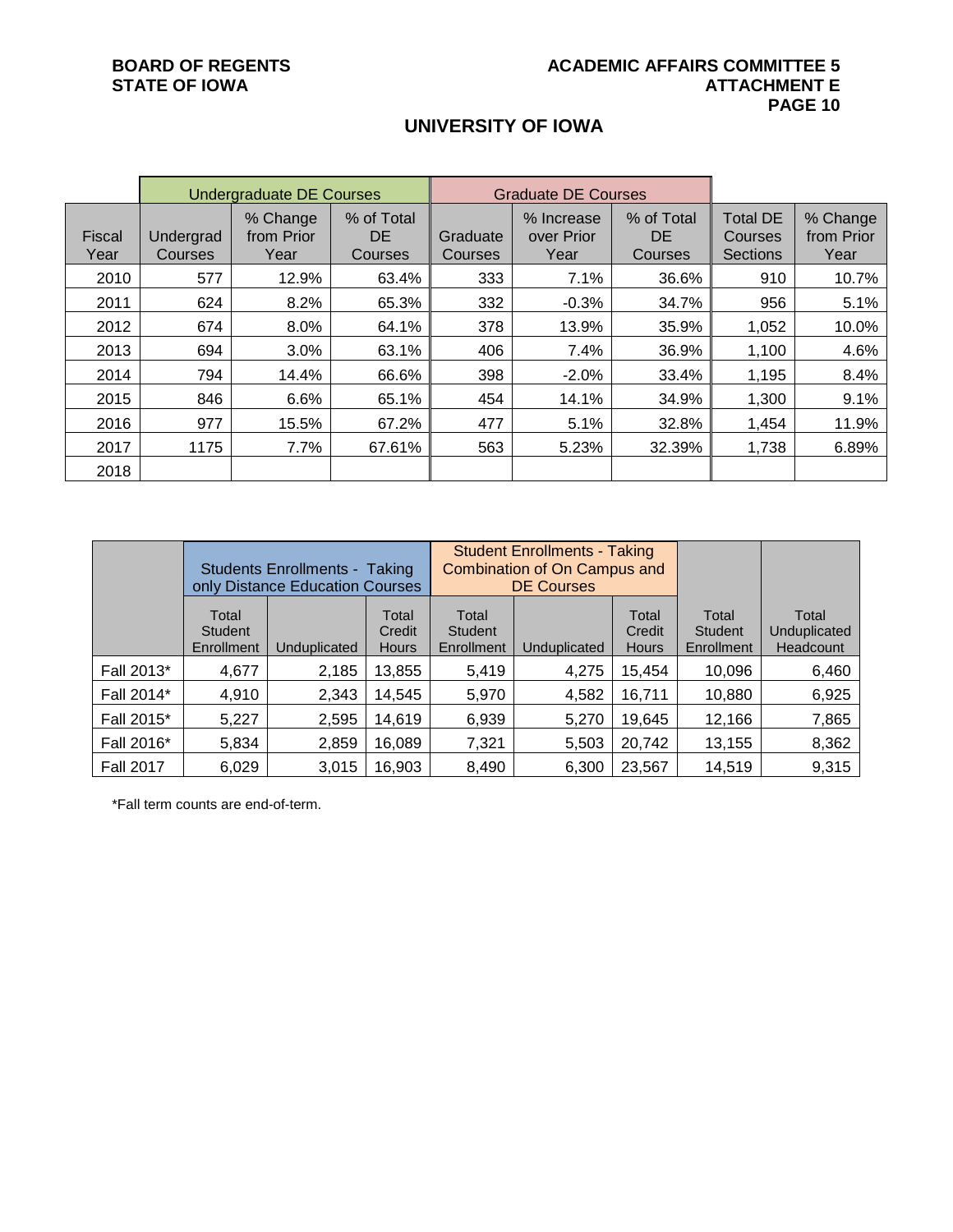## UNIVERSITY OF IOWA

| | Undergraduate DE Courses | | | Graduate DE Courses | | | | |
|---|---|---|---|---|---|---|---|---|
| Fiscal Year | Undergrad Courses | % Change from Prior Year | % of Total DE Courses | Graduate Courses | % Increase over Prior Year | % of Total DE Courses | Total DE Courses Sections | % Change from Prior Year |
| 2010 | 577 | 12.9% | 63.4% | 333 | 7.1% | 36.6% | 910 | 10.7% |
| 2011 | 624 | 8.2% | 65.3% | 332 | -0.3% | 34.7% | 956 | 5.1% |
| 2012 | 674 | 8.0% | 64.1% | 378 | 13.9% | 35.9% | 1,052 | 10.0% |
| 2013 | 694 | 3.0% | 63.1% | 406 | 7.4% | 36.9% | 1,100 | 4.6% |
| 2014 | 794 | 14.4% | 66.6% | 398 | -2.0% | 33.4% | 1,195 | 8.4% |
| 2015 | 846 | 6.6% | 65.1% | 454 | 14.1% | 34.9% | 1,300 | 9.1% |
| 2016 | 977 | 15.5% | 67.2% | 477 | 5.1% | 32.8% | 1,454 | 11.9% |
| 2017 | 1175 | 7.7% | 67.61% | 563 | 5.23% | 32.39% | 1,738 | 6.89% |
| 2018 | | | | | | | | |

| | Students Enrollments - Taking only Distance Education Courses | | | Student Enrollments - Taking Combination of On Campus and DE Courses | | | | |
|---|---|---|---|---|---|---|---|---|
| | Total Student Enrollment | Unduplicated | Total Credit Hours | Total Student Enrollment | Unduplicated | Total Credit Hours | Total Student Enrollment | Total Unduplicated Headcount |
| Fall 2013* | 4,677 | 2,185 | 13,855 | 5,419 | 4,275 | 15,454 | 10,096 | 6,460 |
| Fall 2014* | 4,910 | 2,343 | 14,545 | 5,970 | 4,582 | 16,711 | 10,880 | 6,925 |
| Fall 2015* | 5,227 | 2,595 | 14,619 | 6,939 | 5,270 | 19,645 | 12,166 | 7,865 |
| Fall 2016* | 5,834 | 2,859 | 16,089 | 7,321 | 5,503 | 20,742 | 13,155 | 8,362 |
| Fall 2017 | 6,029 | 3,015 | 16,903 | 8,490 | 6,300 | 23,567 | 14,519 | 9,315 |

*Fall term counts are end-of-term.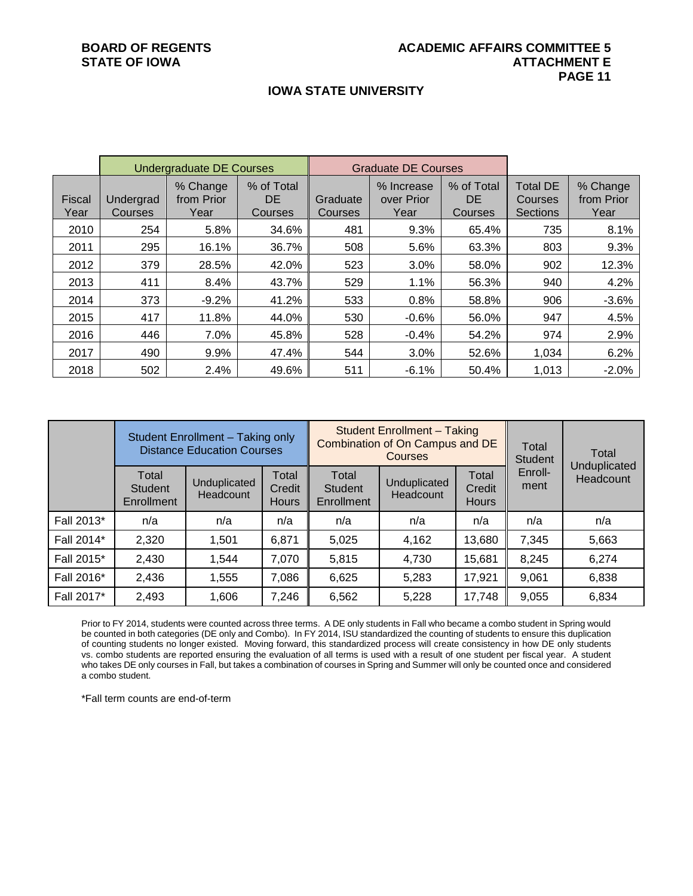## IOWA STATE UNIVERSITY

| | Undergraduate DE Courses | | | Graduate DE Courses | | | | |
|---|---|---|---|---|---|---|---|---|
| Fiscal Year | Undergrad Courses | % Change from Prior Year | % of Total DE Courses | Graduate Courses | % Increase over Prior Year | % of Total DE Courses | Total DE Courses Sections | % Change from Prior Year |
| 2010 | 254 | 5.8% | 34.6% | 481 | 9.3% | 65.4% | 735 | 8.1% |
| 2011 | 295 | 16.1% | 36.7% | 508 | 5.6% | 63.3% | 803 | 9.3% |
| 2012 | 379 | 28.5% | 42.0% | 523 | 3.0% | 58.0% | 902 | 12.3% |
| 2013 | 411 | 8.4% | 43.7% | 529 | 1.1% | 56.3% | 940 | 4.2% |
| 2014 | 373 | -9.2% | 41.2% | 533 | 0.8% | 58.8% | 906 | -3.6% |
| 2015 | 417 | 11.8% | 44.0% | 530 | -0.6% | 56.0% | 947 | 4.5% |
| 2016 | 446 | 7.0% | 45.8% | 528 | -0.4% | 54.2% | 974 | 2.9% |
| 2017 | 490 | 9.9% | 47.4% | 544 | 3.0% | 52.6% | 1,034 | 6.2% |
| 2018 | 502 | 2.4% | 49.6% | 511 | -6.1% | 50.4% | 1,013 | -2.0% |

| | Student Enrollment – Taking only Distance Education Courses | | | Student Enrollment – Taking Combination of On Campus and DE Courses | | | Total Student Enroll-ment | Total Unduplicated Headcount |
|---|---|---|---|---|---|---|---|---|
| | Total Student Enrollment | Unduplicated Headcount | Total Credit Hours | Total Student Enrollment | Unduplicated Headcount | Total Credit Hours | | |
| Fall 2013* | n/a | n/a | n/a | n/a | n/a | n/a | n/a | n/a |
| Fall 2014* | 2,320 | 1,501 | 6,871 | 5,025 | 4,162 | 13,680 | 7,345 | 5,663 |
| Fall 2015* | 2,430 | 1,544 | 7,070 | 5,815 | 4,730 | 15,681 | 8,245 | 6,274 |
| Fall 2016* | 2,436 | 1,555 | 7,086 | 6,625 | 5,283 | 17,921 | 9,061 | 6,838 |
| Fall 2017* | 2,493 | 1,606 | 7,246 | 6,562 | 5,228 | 17,748 | 9,055 | 6,834 |

Prior to FY 2014, students were counted across three terms. A DE only students in Fall who became a combo student in Spring would be counted in both categories (DE only and Combo). In FY 2014, ISU standardized the counting of students to ensure this duplication of counting students no longer existed. Moving forward, this standardized process will create consistency in how DE only students vs. combo students are reported ensuring the evaluation of all terms is used with a result of one student per fiscal year. A student who takes DE only courses in Fall, but takes a combination of courses in Spring and Summer will only be counted once and considered a combo student.

*Fall term counts are end-of-term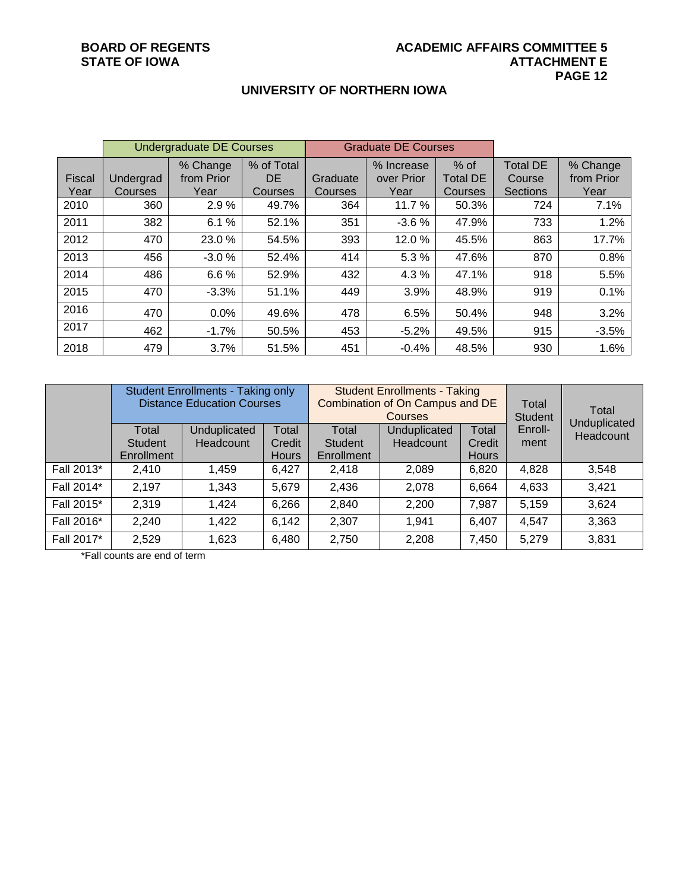## UNIVERSITY OF NORTHERN IOWA

| | Undergraduate DE Courses | | | Graduate DE Courses | | | | |
|---|---|---|---|---|---|---|---|---|
| Fiscal Year | Undergrad Courses | % Change from Prior Year | % of Total DE Courses | Graduate Courses | % Increase over Prior Year | % of Total DE Courses | Total DE Course Sections | % Change from Prior Year |
| 2010 | 360 | 2.9 % | 49.7% | 364 | 11.7 % | 50.3% | 724 | 7.1% |
| 2011 | 382 | 6.1 % | 52.1% | 351 | -3.6 % | 47.9% | 733 | 1.2% |
| 2012 | 470 | 23.0 % | 54.5% | 393 | 12.0 % | 45.5% | 863 | 17.7% |
| 2013 | 456 | -3.0 % | 52.4% | 414 | 5.3 % | 47.6% | 870 | 0.8% |
| 2014 | 486 | 6.6 % | 52.9% | 432 | 4.3 % | 47.1% | 918 | 5.5% |
| 2015 | 470 | -3.3% | 51.1% | 449 | 3.9% | 48.9% | 919 | 0.1% |
| 2016 | 470 | 0.0% | 49.6% | 478 | 6.5% | 50.4% | 948 | 3.2% |
| 2017 | 462 | -1.7% | 50.5% | 453 | -5.2% | 49.5% | 915 | -3.5% |
| 2018 | 479 | 3.7% | 51.5% | 451 | -0.4% | 48.5% | 930 | 1.6% |

| | Student Enrollments - Taking only Distance Education Courses | | | Student Enrollments - Taking Combination of On Campus and DE Courses | | | Total Student Enroll-ment | Total Unduplicated Headcount |
|---|---|---|---|---|---|---|---|---|
| | Total Student Enrollment | Unduplicated Headcount | Total Credit Hours | Total Student Enrollment | Unduplicated Headcount | Total Credit Hours | | |
| Fall 2013* | 2,410 | 1,459 | 6,427 | 2,418 | 2,089 | 6,820 | 4,828 | 3,548 |
| Fall 2014* | 2,197 | 1,343 | 5,679 | 2,436 | 2,078 | 6,664 | 4,633 | 3,421 |
| Fall 2015* | 2,319 | 1,424 | 6,266 | 2,840 | 2,200 | 7,987 | 5,159 | 3,624 |
| Fall 2016* | 2,240 | 1,422 | 6,142 | 2,307 | 1,941 | 6,407 | 4,547 | 3,363 |
| Fall 2017* | 2,529 | 1,623 | 6,480 | 2,750 | 2,208 | 7,450 | 5,279 | 3,831 |

*Fall counts are end of term